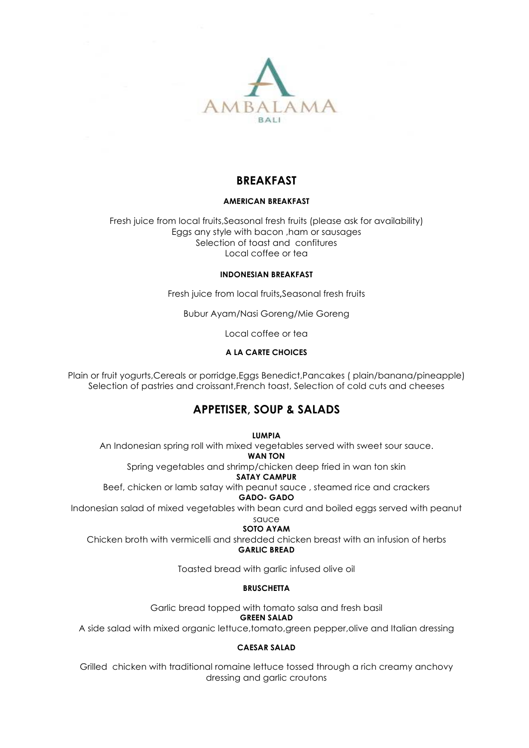AMBALAMA
BALI

# BREAKFAST

### AMERICAN BREAKFAST

Fresh juice from local fruits,Seasonal fresh fruits (please ask for availability)
Eggs any style with bacon ,ham or sausages
Selection of toast and confitures
Local coffee or tea

### INDONESIAN BREAKFAST

Fresh juice from local fruits**,**Seasonal fresh fruits

Bubur Ayam/Nasi Goreng/Mie Goreng

Local coffee or tea

### A LA CARTE CHOICES

Plain or fruit yogurts,Cereals or porridge,Eggs Benedict,Pancakes ( plain/banana/pineapple)
Selection of pastries and croissant,French toast, Selection of cold cuts and cheeses

# APPETISER, SOUP & SALADS

**LUMPIA**
An Indonesian spring roll with mixed vegetables served with sweet sour sauce.

**WAN TON**
Spring vegetables and shrimp/chicken deep fried in wan ton skin

**SATAY CAMPUR**
Beef, chicken or lamb satay with peanut sauce , steamed rice and crackers

**GADO- GADO**
Indonesian salad of mixed vegetables with bean curd and boiled eggs served with peanut sauce

**SOTO AYAM**
Chicken broth with vermicelli and shredded chicken breast with an infusion of herbs

**GARLIC BREAD**

Toasted bread with garlic infused olive oil

**BRUSCHETTA**

Garlic bread topped with tomato salsa and fresh basil

**GREEN SALAD**
A side salad with mixed organic lettuce,tomato,green pepper,olive and Italian dressing

**CAESAR SALAD**

Grilled chicken with traditional romaine lettuce tossed through a rich creamy anchovy dressing and garlic croutons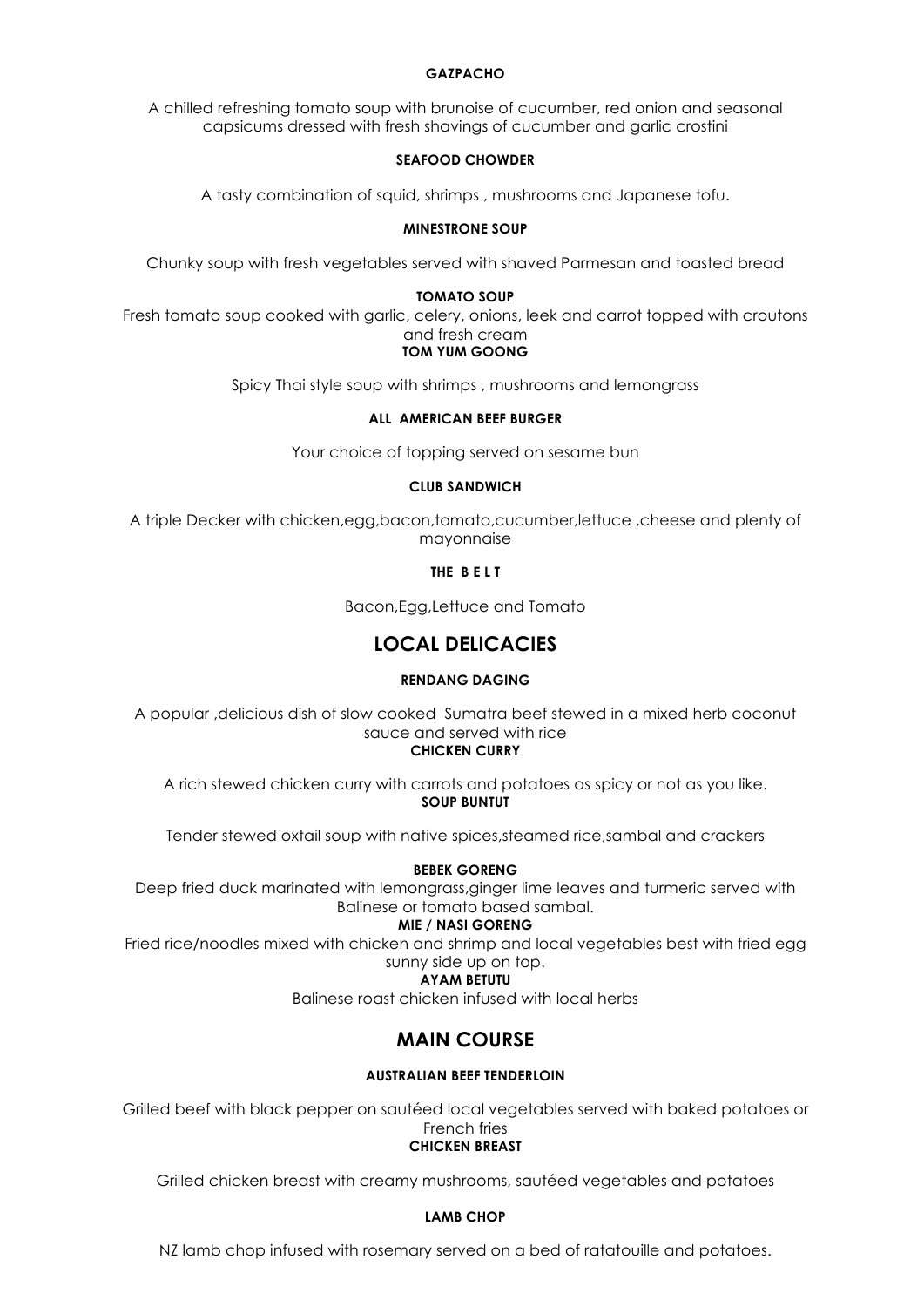**GAZPACHO**

A chilled refreshing tomato soup with brunoise of cucumber, red onion and seasonal capsicums dressed with fresh shavings of cucumber and garlic crostini

**SEAFOOD CHOWDER**

A tasty combination of squid, shrimps , mushrooms and Japanese tofu.

**MINESTRONE SOUP**

Chunky soup with fresh vegetables served with shaved Parmesan and toasted bread

**TOMATO SOUP**

Fresh tomato soup cooked with garlic, celery, onions, leek and carrot topped with croutons and fresh cream

**TOM YUM GOONG**

Spicy Thai style soup with shrimps , mushrooms and lemongrass

**ALL AMERICAN BEEF BURGER**

Your choice of topping served on sesame bun

**CLUB SANDWICH**

A triple Decker with chicken,egg,bacon,tomato,cucumber,lettuce ,cheese and plenty of mayonnaise

**THE B E L T**

Bacon,Egg,Lettuce and Tomato

## LOCAL DELICACIES

**RENDANG DAGING**

A popular ,delicious dish of slow cooked Sumatra beef stewed in a mixed herb coconut sauce and served with rice

**CHICKEN CURRY**

A rich stewed chicken curry with carrots and potatoes as spicy or not as you like.

**SOUP BUNTUT**

Tender stewed oxtail soup with native spices,steamed rice,sambal and crackers

**BEBEK GORENG**

Deep fried duck marinated with lemongrass,ginger lime leaves and turmeric served with Balinese or tomato based sambal.

**MIE / NASI GORENG**

Fried rice/noodles mixed with chicken and shrimp and local vegetables best with fried egg sunny side up on top.

**AYAM BETUTU**

Balinese roast chicken infused with local herbs

## MAIN COURSE

**AUSTRALIAN BEEF TENDERLOIN**

Grilled beef with black pepper on sautéed local vegetables served with baked potatoes or French fries

**CHICKEN BREAST**

Grilled chicken breast with creamy mushrooms, sautéed vegetables and potatoes

**LAMB CHOP**

NZ lamb chop infused with rosemary served on a bed of ratatouille and potatoes.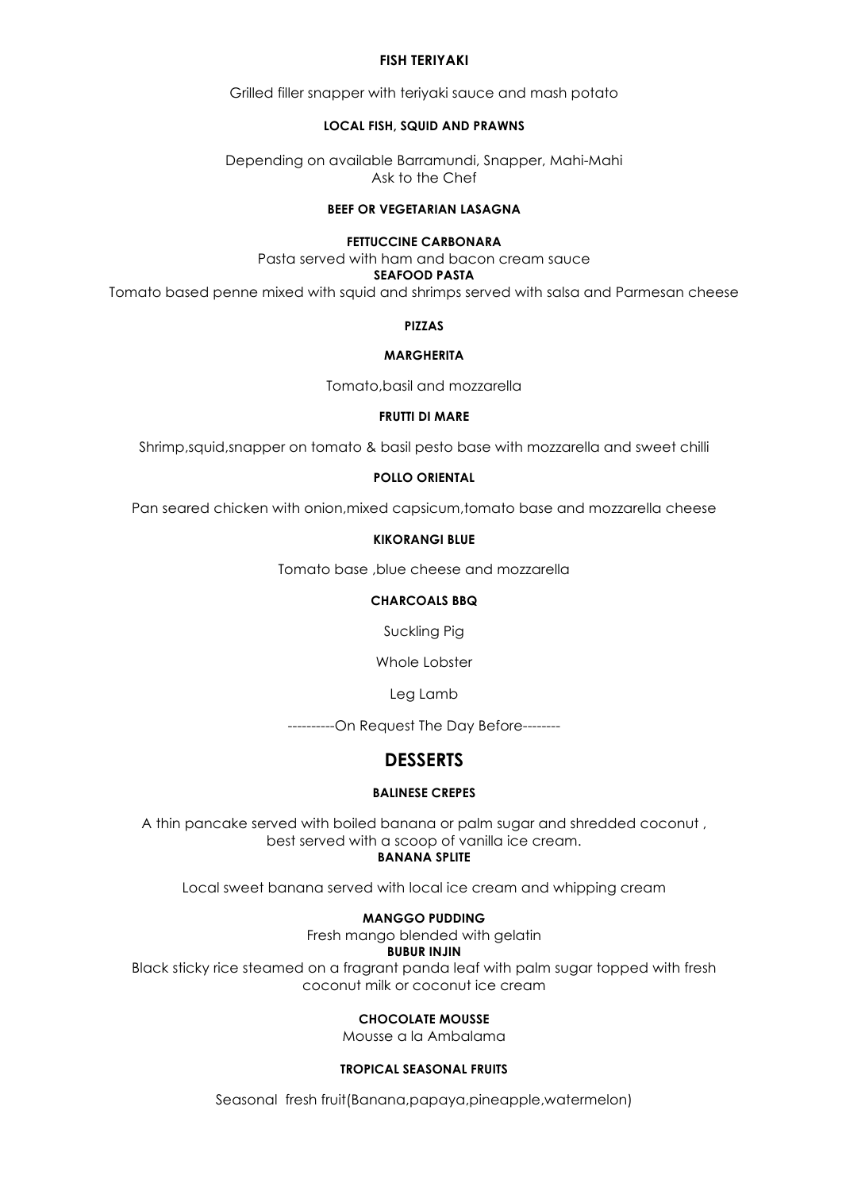**FISH TERIYAKI**

Grilled filler snapper with teriyaki sauce and mash potato

**LOCAL FISH, SQUID AND PRAWNS**

Depending on available Barramundi, Snapper, Mahi-Mahi
Ask to the Chef

**BEEF OR VEGETARIAN LASAGNA**

**FETTUCCINE CARBONARA**

Pasta served with ham and bacon cream sauce

**SEAFOOD PASTA**

Tomato based penne mixed with squid and shrimps served with salsa and Parmesan cheese

**PIZZAS**

**MARGHERITA**

Tomato,basil and mozzarella

**FRUTTI DI MARE**

Shrimp,squid,snapper on tomato & basil pesto base with mozzarella and sweet chilli

**POLLO ORIENTAL**

Pan seared chicken with onion,mixed capsicum,tomato base and mozzarella cheese

**KIKORANGI BLUE**

Tomato base ,blue cheese and mozzarella

**CHARCOALS BBQ**

Suckling Pig

Whole Lobster

Leg Lamb

----------On Request The Day Before--------

## DESSERTS

**BALINESE CREPES**

A thin pancake served with boiled banana or palm sugar and shredded coconut , best served with a scoop of vanilla ice cream.

**BANANA SPLITE**

Local sweet banana served with local ice cream and whipping cream

**MANGGO PUDDING**

Fresh mango blended with gelatin

**BUBUR INJIN**

Black sticky rice steamed on a fragrant panda leaf with palm sugar topped with fresh coconut milk or coconut ice cream

**CHOCOLATE MOUSSE**

Mousse a la Ambalama

**TROPICAL SEASONAL FRUITS**

Seasonal fresh fruit(Banana,papaya,pineapple,watermelon)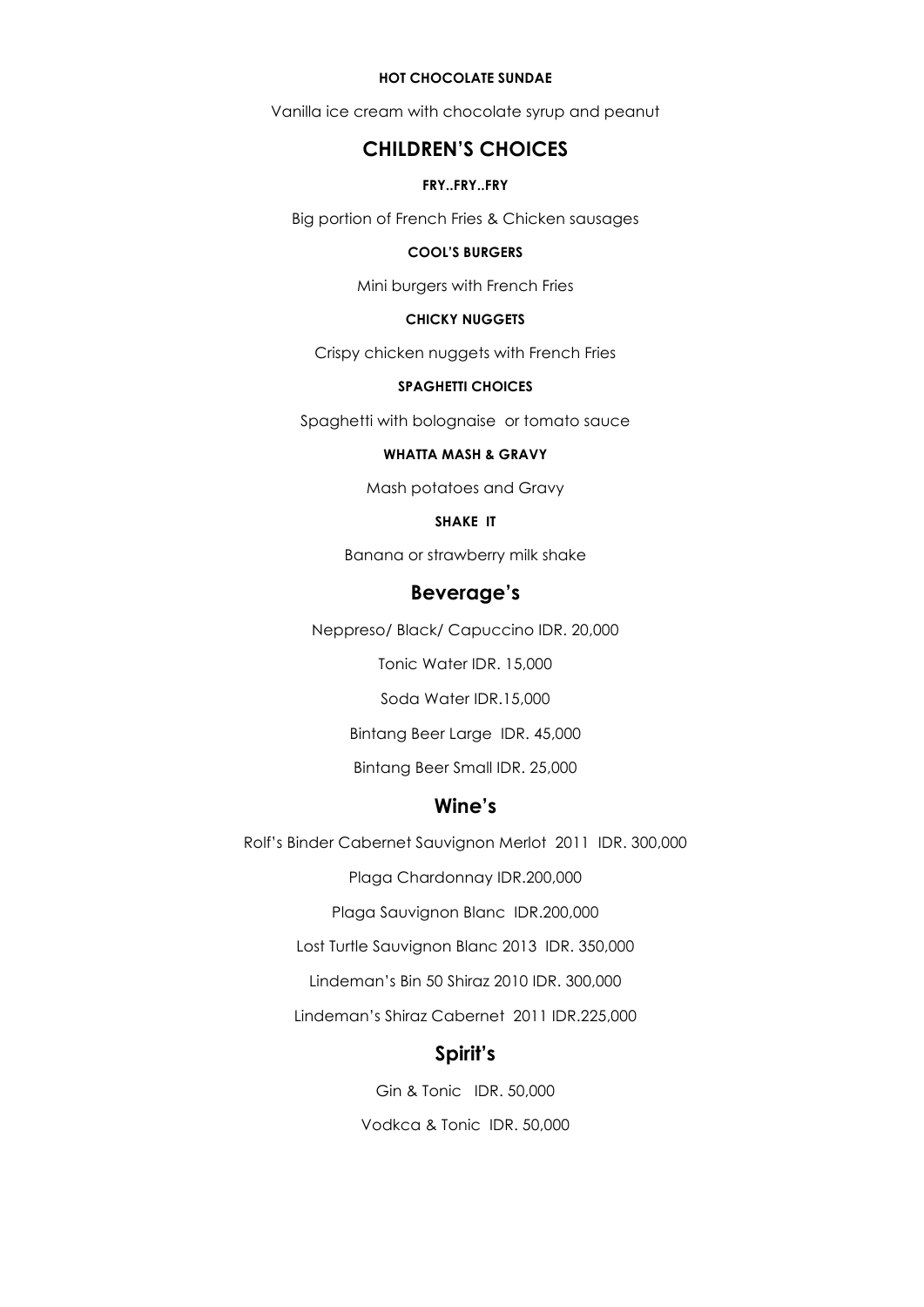**HOT CHOCOLATE SUNDAE**

Vanilla ice cream with chocolate syrup and peanut

## CHILDREN'S CHOICES

**FRY..FRY..FRY**

Big portion of French Fries & Chicken sausages

**COOL'S BURGERS**

Mini burgers with French Fries

**CHICKY NUGGETS**

Crispy chicken nuggets with French Fries

**SPAGHETTI CHOICES**

Spaghetti with bolognaise or tomato sauce

**WHATTA MASH & GRAVY**

Mash potatoes and Gravy

**SHAKE IT**

Banana or strawberry milk shake

## Beverage's

Neppreso/ Black/ Capuccino IDR. 20,000

Tonic Water IDR. 15,000

Soda Water IDR.15,000

Bintang Beer Large IDR. 45,000

Bintang Beer Small IDR. 25,000

## Wine's

Rolf's Binder Cabernet Sauvignon Merlot 2011 IDR. 300,000

Plaga Chardonnay IDR.200,000

Plaga Sauvignon Blanc IDR.200,000

Lost Turtle Sauvignon Blanc 2013 IDR. 350,000

Lindeman's Bin 50 Shiraz 2010 IDR. 300,000

Lindeman's Shiraz Cabernet 2011 IDR.225,000

## Spirit's

Gin & Tonic IDR. 50,000

Vodkca & Tonic IDR. 50,000